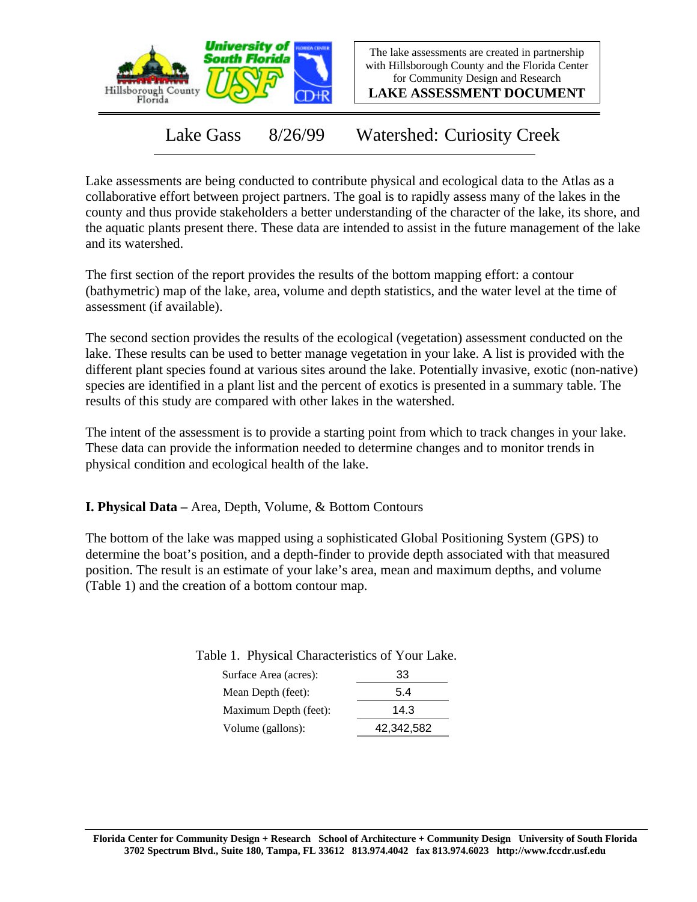The lake assessments are created in partnership with Hillsborough County and the Florida Center for Community Design and Research

**LAKE ASSESSMENT DOCUMENT**

# Lake Gass 8/26/99 Watershed: Curiosity Creek

Lake assessments are being conducted to contribute physical and ecological data to the Atlas as a collaborative effort between project partners. The goal is to rapidly assess many of the lakes in the county and thus provide stakeholders a better understanding of the character of the lake, its shore, and the aquatic plants present there. These data are intended to assist in the future management of the lake and its watershed.

The first section of the report provides the results of the bottom mapping effort: a contour (bathymetric) map of the lake, area, volume and depth statistics, and the water level at the time of assessment (if available).

The second section provides the results of the ecological (vegetation) assessment conducted on the lake. These results can be used to better manage vegetation in your lake. A list is provided with the different plant species found at various sites around the lake. Potentially invasive, exotic (non-native) species are identified in a plant list and the percent of exotics is presented in a summary table. The results of this study are compared with other lakes in the watershed.

The intent of the assessment is to provide a starting point from which to track changes in your lake. These data can provide the information needed to determine changes and to monitor trends in physical condition and ecological health of the lake.

**I. Physical Data –** Area, Depth, Volume, & Bottom Contours

The bottom of the lake was mapped using a sophisticated Global Positioning System (GPS) to determine the boat's position, and a depth-finder to provide depth associated with that measured position. The result is an estimate of your lake's area, mean and maximum depths, and volume (Table 1) and the creation of a bottom contour map.

Table 1. Physical Characteristics of Your Lake.

| | |
|---|---|
| Surface Area (acres): | 33 |
| Mean Depth (feet): | 5.4 |
| Maximum Depth (feet): | 14.3 |
| Volume (gallons): | 42,342,582 |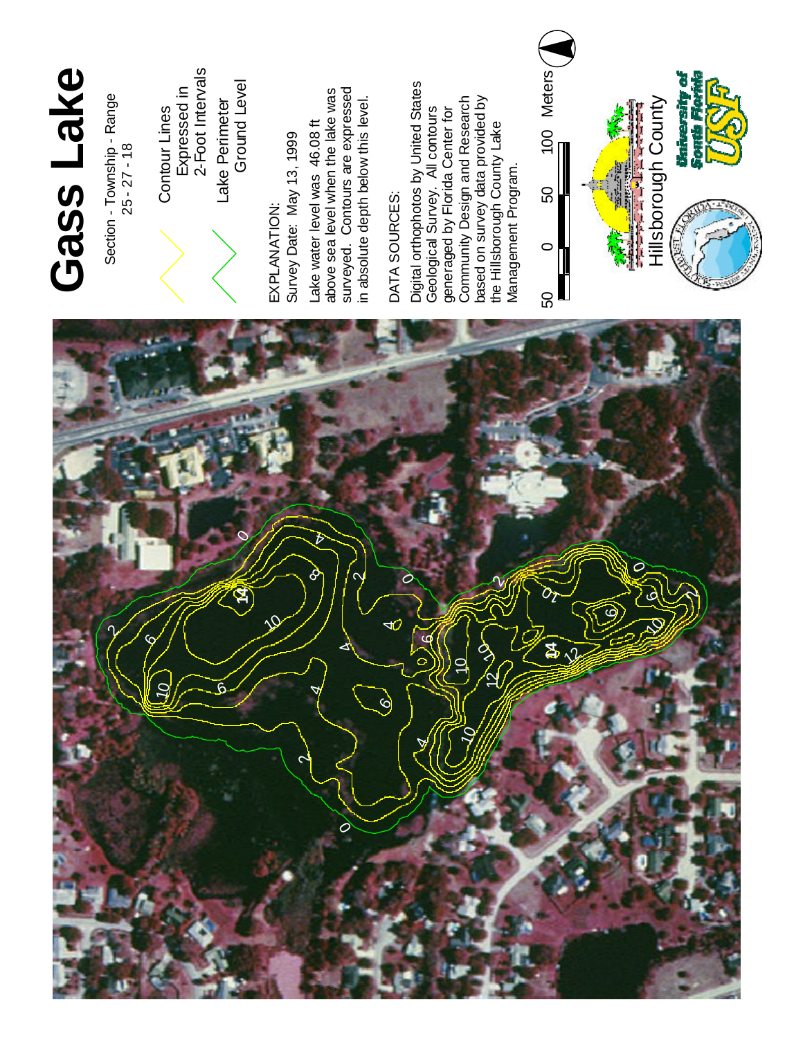# Gass Lake

Section - Township - Range
25 - 27 - 18

Contour Lines
Expressed in
2-Foot Intervals

Lake Perimeter
Ground Level

EXPLANATION:
Survey Date: May 13, 1999

Lake water level was 46.08 ft above sea level when the lake was surveyed. Contours are expressed in absolute depth below this level.

DATA SOURCES:

Digital orthophotos by United States Geological Survey. All contours generated by Florida Center for Community Design and Research based on survey data provided by the Hillsborough County Lake Management Program.

50 0 50 100 Meters

Hillsborough County

University of South Florida USF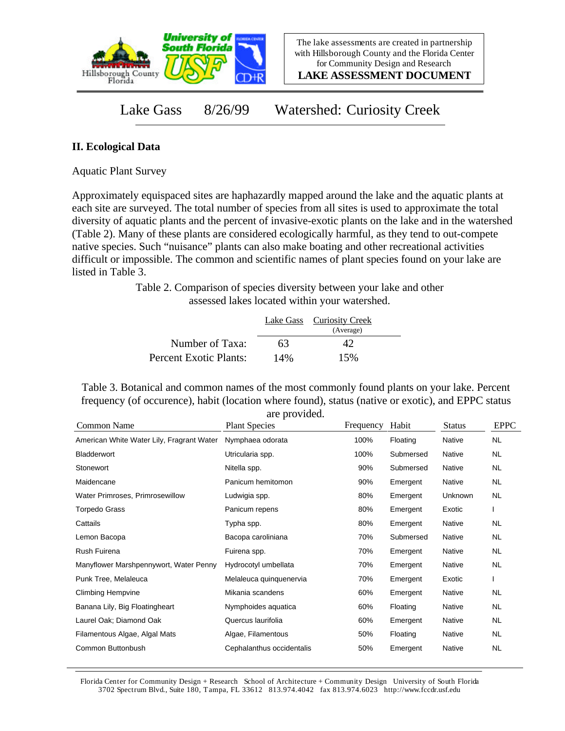Lake Gass 8/26/99 Watershed: Curiosity Creek

## II. Ecological Data

Aquatic Plant Survey

Approximately equispaced sites are haphazardly mapped around the lake and the aquatic plants at each site are surveyed. The total number of species from all sites is used to approximate the total diversity of aquatic plants and the percent of invasive-exotic plants on the lake and in the watershed (Table 2). Many of these plants are considered ecologically harmful, as they tend to out-compete native species. Such "nuisance" plants can also make boating and other recreational activities difficult or impossible. The common and scientific names of plant species found on your lake are listed in Table 3.

Table 2. Comparison of species diversity between your lake and other assessed lakes located within your watershed.

| | Lake Gass | Curiosity Creek (Average) |
|---|---|---|
| Number of Taxa: | 63 | 42 |
| Percent Exotic Plants: | 14% | 15% |

Table 3. Botanical and common names of the most commonly found plants on your lake. Percent frequency (of occurence), habit (location where found), status (native or exotic), and EPPC status are provided.

| Common Name | Plant Species | Frequency | Habit | Status | EPPC |
|---|---|---|---|---|---|
| American White Water Lily, Fragrant Water | Nymphaea odorata | 100% | Floating | Native | NL |
| Bladderwort | Utricularia spp. | 100% | Submersed | Native | NL |
| Stonewort | Nitella spp. | 90% | Submersed | Native | NL |
| Maidencane | Panicum hemitomon | 90% | Emergent | Native | NL |
| Water Primroses, Primrosewillow | Ludwigia spp. | 80% | Emergent | Unknown | NL |
| Torpedo Grass | Panicum repens | 80% | Emergent | Exotic | I |
| Cattails | Typha spp. | 80% | Emergent | Native | NL |
| Lemon Bacopa | Bacopa caroliniana | 70% | Submersed | Native | NL |
| Rush Fuirena | Fuirena spp. | 70% | Emergent | Native | NL |
| Manyflower Marshpennywort, Water Penny | Hydrocotyl umbellata | 70% | Emergent | Native | NL |
| Punk Tree, Melaleuca | Melaleuca quinquenervia | 70% | Emergent | Exotic | I |
| Climbing Hempvine | Mikania scandens | 60% | Emergent | Native | NL |
| Banana Lily, Big Floatingheart | Nymphoides aquatica | 60% | Floating | Native | NL |
| Laurel Oak; Diamond Oak | Quercus laurifolia | 60% | Emergent | Native | NL |
| Filamentous Algae, Algal Mats | Algae, Filamentous | 50% | Floating | Native | NL |
| Common Buttonbush | Cephalanthus occidentalis | 50% | Emergent | Native | NL |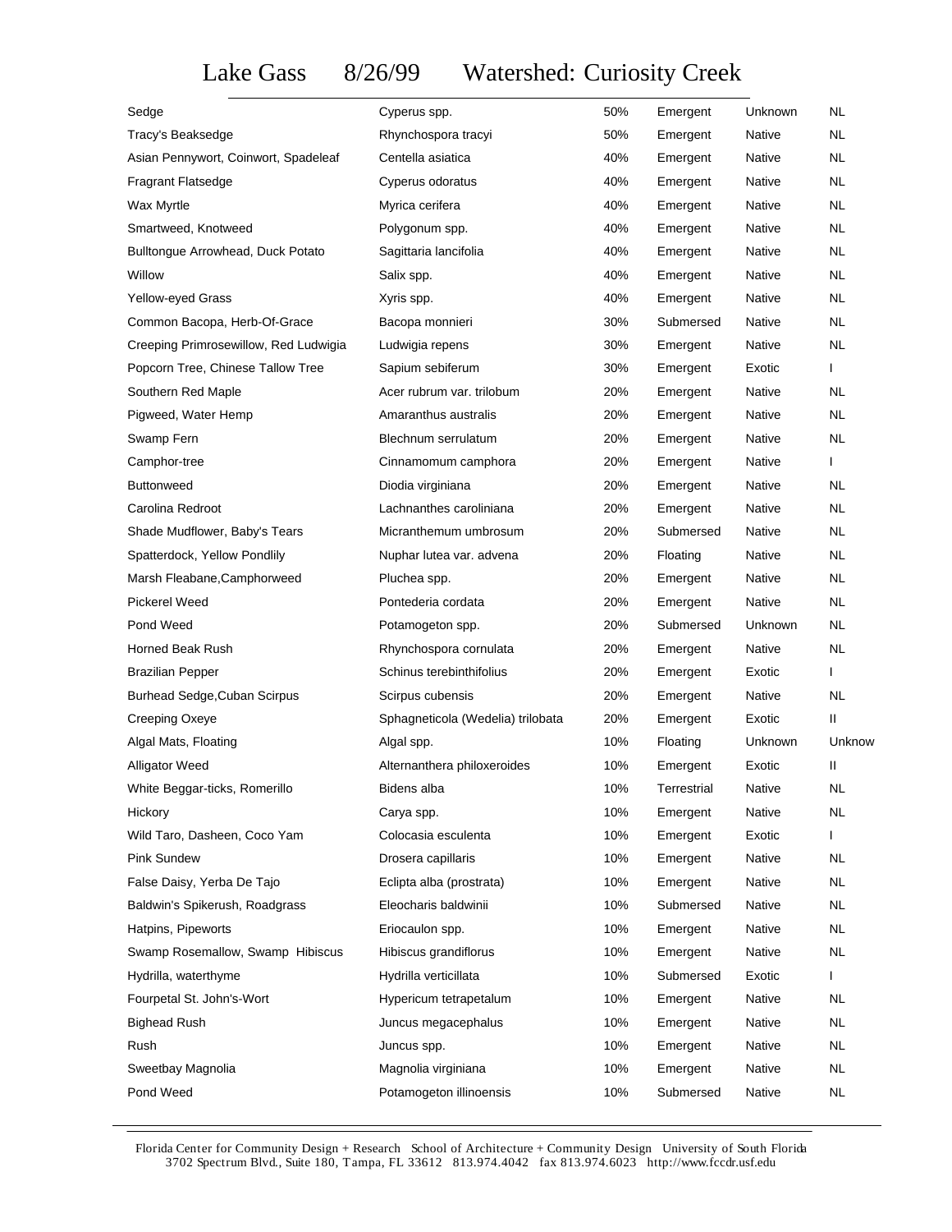# Lake Gass 8/26/99 Watershed: Curiosity Creek

| | | | | | |
|---|---|---|---|---|---|
| Sedge | Cyperus spp. | 50% | Emergent | Unknown | NL |
| Tracy's Beaksedge | Rhynchospora tracyi | 50% | Emergent | Native | NL |
| Asian Pennywort, Coinwort, Spadeleaf | Centella asiatica | 40% | Emergent | Native | NL |
| Fragrant Flatsedge | Cyperus odoratus | 40% | Emergent | Native | NL |
| Wax Myrtle | Myrica cerifera | 40% | Emergent | Native | NL |
| Smartweed, Knotweed | Polygonum spp. | 40% | Emergent | Native | NL |
| Bulltongue Arrowhead, Duck Potato | Sagittaria lancifolia | 40% | Emergent | Native | NL |
| Willow | Salix spp. | 40% | Emergent | Native | NL |
| Yellow-eyed Grass | Xyris spp. | 40% | Emergent | Native | NL |
| Common Bacopa, Herb-Of-Grace | Bacopa monnieri | 30% | Submersed | Native | NL |
| Creeping Primrosewillow, Red Ludwigia | Ludwigia repens | 30% | Emergent | Native | NL |
| Popcorn Tree, Chinese Tallow Tree | Sapium sebiferum | 30% | Emergent | Exotic | I |
| Southern Red Maple | Acer rubrum var. trilobum | 20% | Emergent | Native | NL |
| Pigweed, Water Hemp | Amaranthus australis | 20% | Emergent | Native | NL |
| Swamp Fern | Blechnum serrulatum | 20% | Emergent | Native | NL |
| Camphor-tree | Cinnamomum camphora | 20% | Emergent | Native | I |
| Buttonweed | Diodia virginiana | 20% | Emergent | Native | NL |
| Carolina Redroot | Lachnanthes caroliniana | 20% | Emergent | Native | NL |
| Shade Mudflower, Baby's Tears | Micranthemum umbrosum | 20% | Submersed | Native | NL |
| Spatterdock, Yellow Pondlily | Nuphar lutea var. advena | 20% | Floating | Native | NL |
| Marsh Fleabane,Camphorweed | Pluchea spp. | 20% | Emergent | Native | NL |
| Pickerel Weed | Pontederia cordata | 20% | Emergent | Native | NL |
| Pond Weed | Potamogeton spp. | 20% | Submersed | Unknown | NL |
| Horned Beak Rush | Rhynchospora cornulata | 20% | Emergent | Native | NL |
| Brazilian Pepper | Schinus terebinthifolius | 20% | Emergent | Exotic | I |
| Burhead Sedge,Cuban Scirpus | Scirpus cubensis | 20% | Emergent | Native | NL |
| Creeping Oxeye | Sphagneticola (Wedelia) trilobata | 20% | Emergent | Exotic | II |
| Algal Mats, Floating | Algal spp. | 10% | Floating | Unknown | Unknow |
| Alligator Weed | Alternanthera philoxeroides | 10% | Emergent | Exotic | II |
| White Beggar-ticks, Romerillo | Bidens alba | 10% | Terrestrial | Native | NL |
| Hickory | Carya spp. | 10% | Emergent | Native | NL |
| Wild Taro, Dasheen, Coco Yam | Colocasia esculenta | 10% | Emergent | Exotic | I |
| Pink Sundew | Drosera capillaris | 10% | Emergent | Native | NL |
| False Daisy, Yerba De Tajo | Eclipta alba (prostrata) | 10% | Emergent | Native | NL |
| Baldwin's Spikerush, Roadgrass | Eleocharis baldwinii | 10% | Submersed | Native | NL |
| Hatpins, Pipeworts | Eriocaulon spp. | 10% | Emergent | Native | NL |
| Swamp Rosemallow, Swamp Hibiscus | Hibiscus grandiflorus | 10% | Emergent | Native | NL |
| Hydrilla, waterthyme | Hydrilla verticillata | 10% | Submersed | Exotic | I |
| Fourpetal St. John's-Wort | Hypericum tetrapetalum | 10% | Emergent | Native | NL |
| Bighead Rush | Juncus megacephalus | 10% | Emergent | Native | NL |
| Rush | Juncus spp. | 10% | Emergent | Native | NL |
| Sweetbay Magnolia | Magnolia virginiana | 10% | Emergent | Native | NL |
| Pond Weed | Potamogeton illinoensis | 10% | Submersed | Native | NL |

Florida Center for Community Design + Research School of Architecture + Community Design University of South Florida
3702 Spectrum Blvd., Suite 180, Tampa, FL 33612 813.974.4042 fax 813.974.6023 http://www.fccdr.usf.edu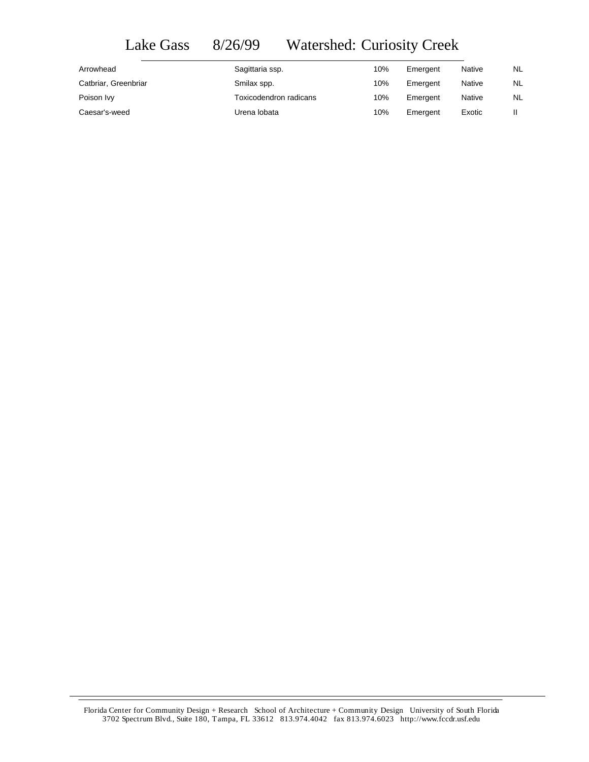# Lake Gass 8/26/99 Watershed: Curiosity Creek

| | | | | | |
|---|---|---|---|---|---|
| Arrowhead | Sagittaria ssp. | 10% | Emergent | Native | NL |
| Catbriar, Greenbriar | Smilax spp. | 10% | Emergent | Native | NL |
| Poison Ivy | Toxicodendron radicans | 10% | Emergent | Native | NL |
| Caesar's-weed | Urena lobata | 10% | Emergent | Exotic | II |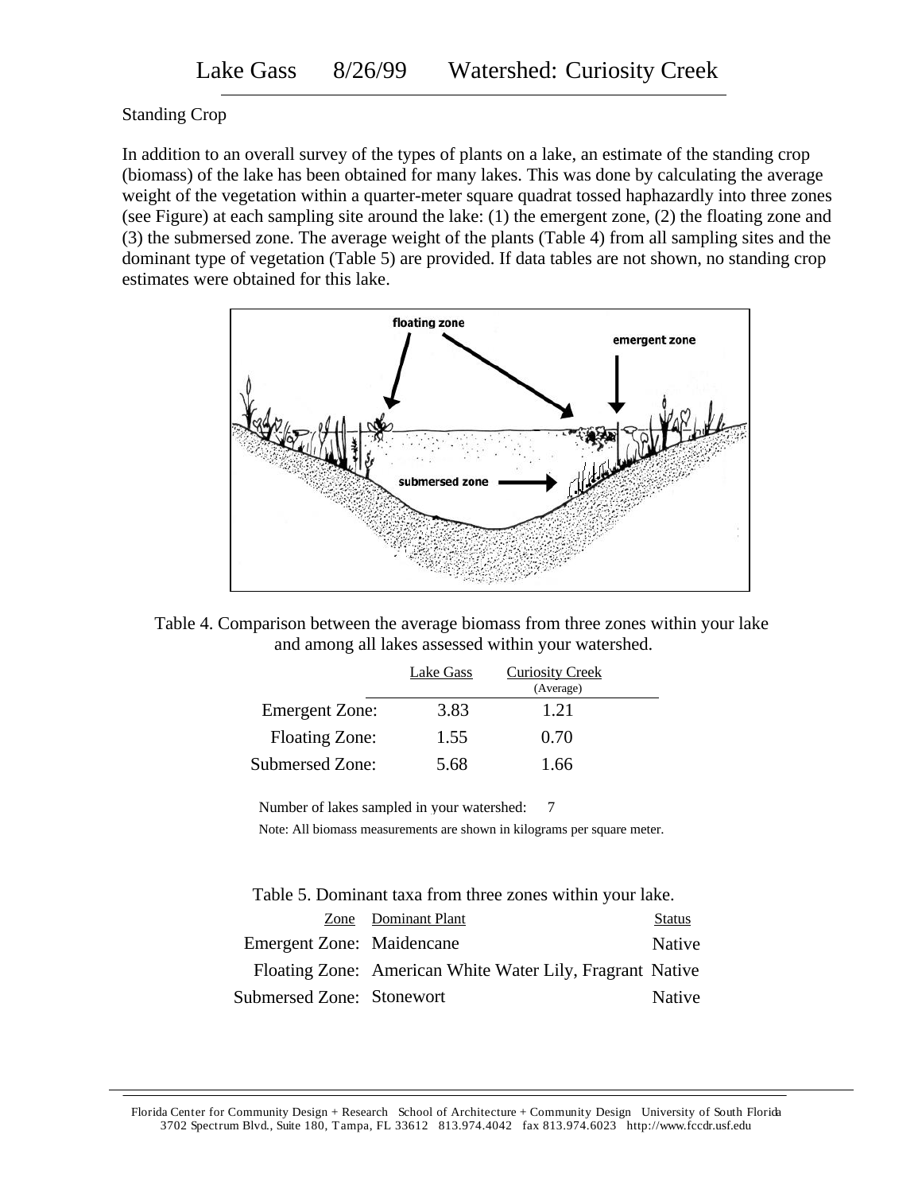Lake Gass 8/26/99 Watershed: Curiosity Creek

Standing Crop

In addition to an overall survey of the types of plants on a lake, an estimate of the standing crop (biomass) of the lake has been obtained for many lakes. This was done by calculating the average weight of the vegetation within a quarter-meter square quadrat tossed haphazardly into three zones (see Figure) at each sampling site around the lake: (1) the emergent zone, (2) the floating zone and (3) the submersed zone. The average weight of the plants (Table 4) from all sampling sites and the dominant type of vegetation (Table 5) are provided. If data tables are not shown, no standing crop estimates were obtained for this lake.

floating zone

emergent zone

submersed zone

Table 4. Comparison between the average biomass from three zones within your lake and among all lakes assessed within your watershed.

| | Lake Gass | Curiosity Creek (Average) |
|---|---|---|
| Emergent Zone: | 3.83 | 1.21 |
| Floating Zone: | 1.55 | 0.70 |
| Submersed Zone: | 5.68 | 1.66 |

Number of lakes sampled in your watershed: 7

Note: All biomass measurements are shown in kilograms per square meter.

Table 5. Dominant taxa from three zones within your lake.

| Zone | Dominant Plant | Status |
|---|---|---|
| Emergent Zone: | Maidencane | Native |
| Floating Zone: | American White Water Lily, Fragrant | Native |
| Submersed Zone: | Stonewort | Native |